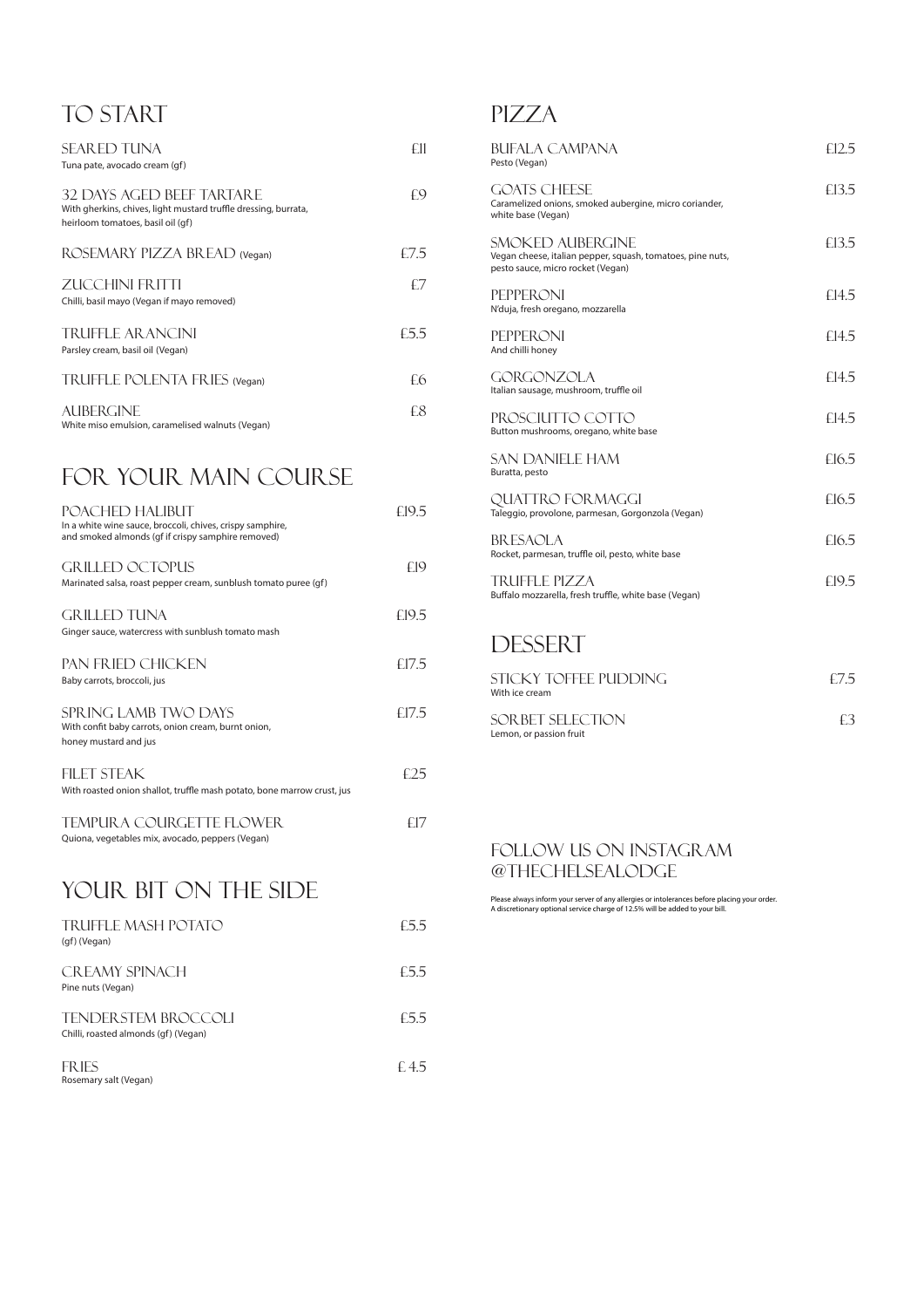## TO START

**SEARED TUNA** — £11
Tuna pate, avocado cream (gf)

**32 DAYS AGED BEEF TARTARE** — £9
With gherkins, chives, light mustard truffle dressing, burrata, heirloom tomatoes, basil oil (gf)

**ROSEMARY PIZZA BREAD** (Vegan) — £7.5

**ZUCCHINI FRITTI** — £7
Chilli, basil mayo (Vegan if mayo removed)

**TRUFFLE ARANCINI** — £5.5
Parsley cream, basil oil (Vegan)

**TRUFFLE POLENTA FRIES** (Vegan) — £6

**AUBERGINE** — £8
White miso emulsion, caramelised walnuts (Vegan)

## FOR YOUR MAIN COURSE

**POACHED HALIBUT** — £19.5
In a white wine sauce, broccoli, chives, crispy samphire, and smoked almonds (gf if crispy samphire removed)

**GRILLED OCTOPUS** — £19
Marinated salsa, roast pepper cream, sunblush tomato puree (gf)

**GRILLED TUNA** — £19.5
Ginger sauce, watercress with sunblush tomato mash

**PAN FRIED CHICKEN** — £17.5
Baby carrots, broccoli, jus

**SPRING LAMB TWO DAYS** — £17.5
With confit baby carrots, onion cream, burnt onion, honey mustard and jus

**FILET STEAK** — £25
With roasted onion shallot, truffle mash potato, bone marrow crust, jus

**TEMPURA COURGETTE FLOWER** — £17
Quiona, vegetables mix, avocado, peppers (Vegan)

## YOUR BIT ON THE SIDE

**TRUFFLE MASH POTATO** — £5.5
(gf) (Vegan)

**CREAMY SPINACH** — £5.5
Pine nuts (Vegan)

**TENDERSTEM BROCCOLI** — £5.5
Chilli, roasted almonds (gf) (Vegan)

**FRIES** — £ 4.5
Rosemary salt (Vegan)

## PIZZA

**BUFALA CAMPANA** — £12.5
Pesto (Vegan)

**GOATS CHEESE** — £13.5
Caramelized onions, smoked aubergine, micro coriander, white base (Vegan)

**SMOKED AUBERGINE** — £13.5
Vegan cheese, italian pepper, squash, tomatoes, pine nuts, pesto sauce, micro rocket (Vegan)

**PEPPERONI** — £14.5
N'duja, fresh oregano, mozzarella

**PEPPERONI** — £14.5
And chilli honey

**GORGONZOLA** — £14.5
Italian sausage, mushroom, truffle oil

**PROSCIUTTO COTTO** — £14.5
Button mushrooms, oregano, white base

**SAN DANIELE HAM** — £16.5
Buratta, pesto

**QUATTRO FORMAGGI** — £16.5
Taleggio, provolone, parmesan, Gorgonzola (Vegan)

**BRESAOLA** — £16.5
Rocket, parmesan, truffle oil, pesto, white base

**TRUFFLE PIZZA** — £19.5
Buffalo mozzarella, fresh truffle, white base (Vegan)

## DESSERT

**STICKY TOFFEE PUDDING** — £7.5
With ice cream

**SORBET SELECTION** — £3
Lemon, or passion fruit

### FOLLOW US ON INSTAGRAM @THECHELSEALODGE

Please always inform your server of any allergies or intolerances before placing your order.
A discretionary optional service charge of 12.5% will be added to your bill.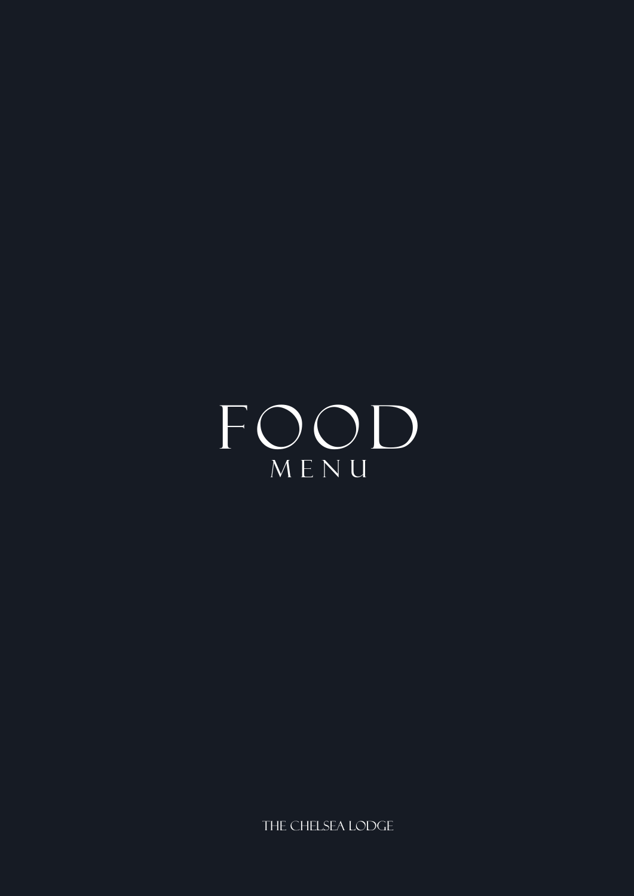# FOOD
## MENU

THE CHELSEA LODGE